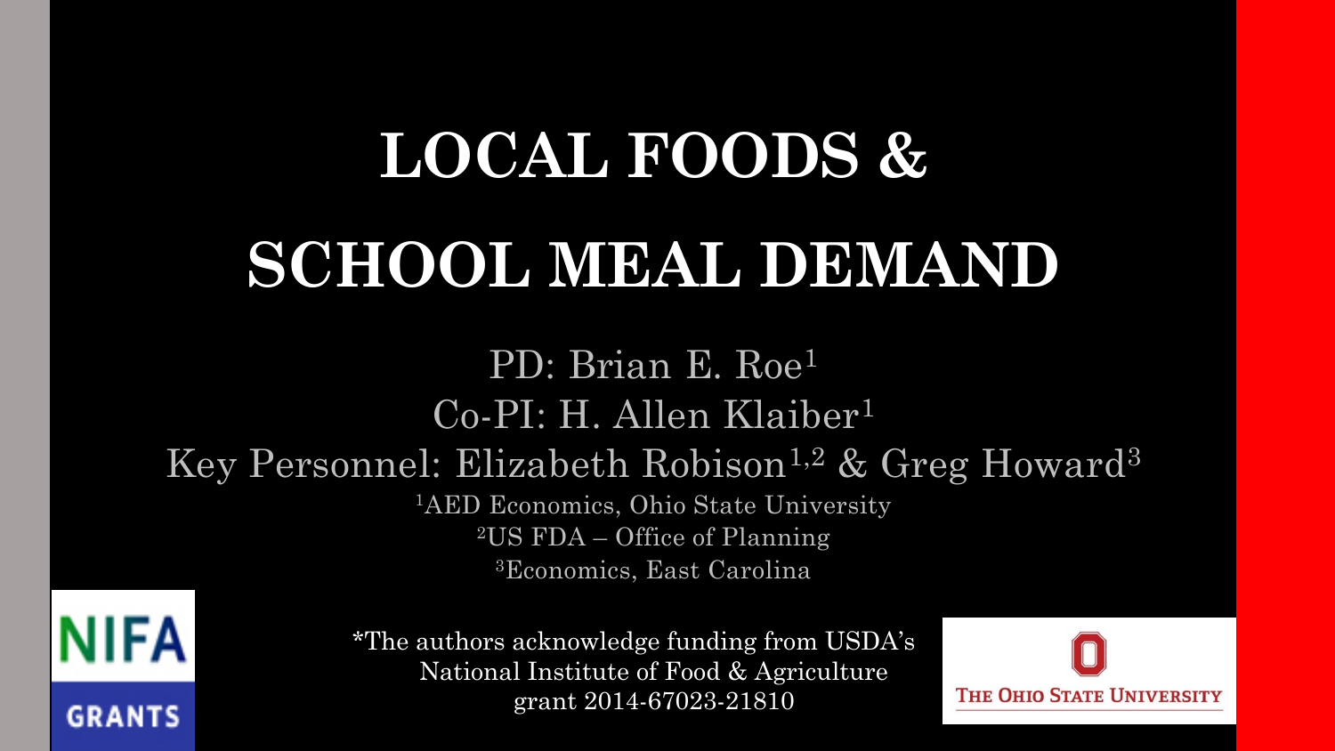# LOCAL FOODS & SCHOOL MEAL DEMAND

PD: Brian E. Roe[1]

Co-PI: H. Allen Klaiber[1]

Key Personnel: Elizabeth Robison[1,2] & Greg Howard[3]

[1]AED Economics, Ohio State University

[2]US FDA – Office of Planning

[3]Economics, East Carolina

NIFA GRANTS

*The authors acknowledge funding from USDA's National Institute of Food & Agriculture grant 2014-67023-21810

THE OHIO STATE UNIVERSITY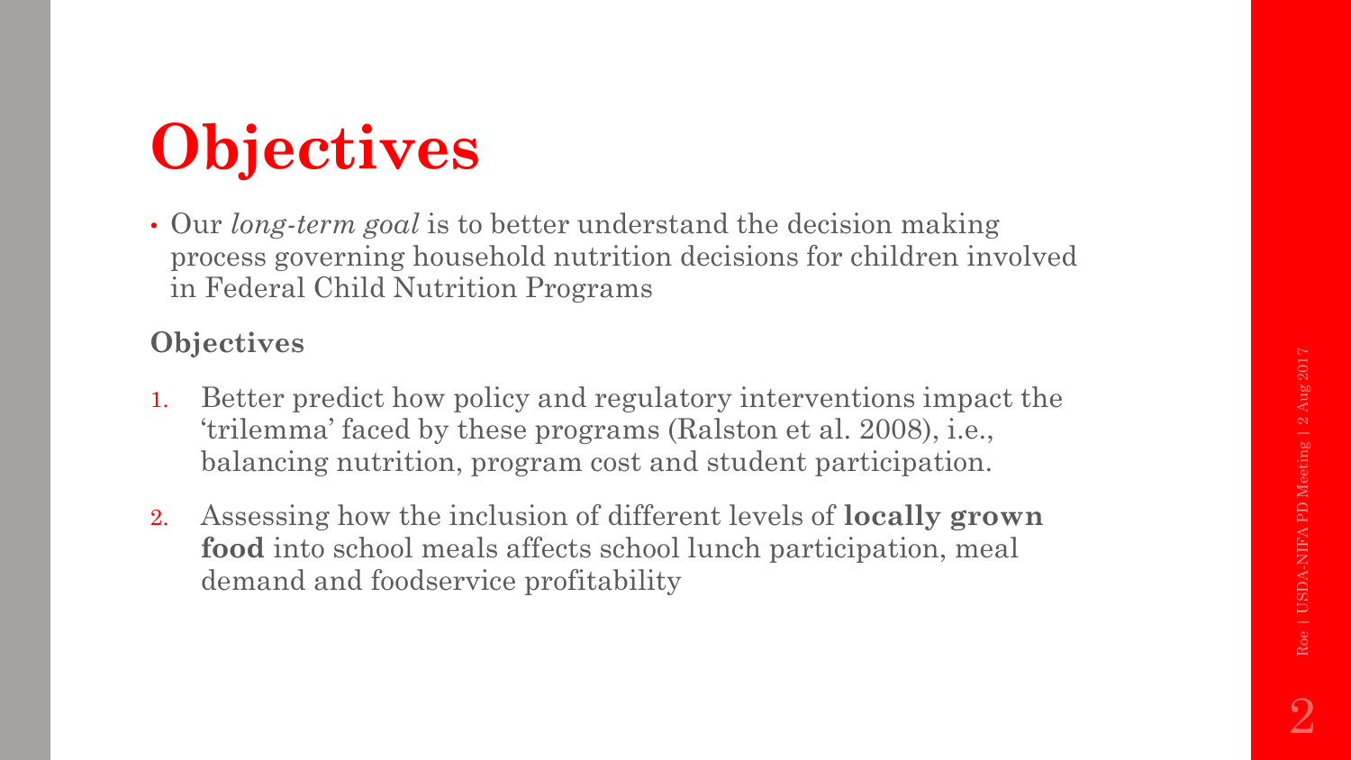# Objectives

- Our *long-term goal* is to better understand the decision making process governing household nutrition decisions for children involved in Federal Child Nutrition Programs

**Objectives**

1. Better predict how policy and regulatory interventions impact the 'trilemma' faced by these programs (Ralston et al. 2008), i.e., balancing nutrition, program cost and student participation.
2. Assessing how the inclusion of different levels of **locally grown food** into school meals affects school lunch participation, meal demand and foodservice profitability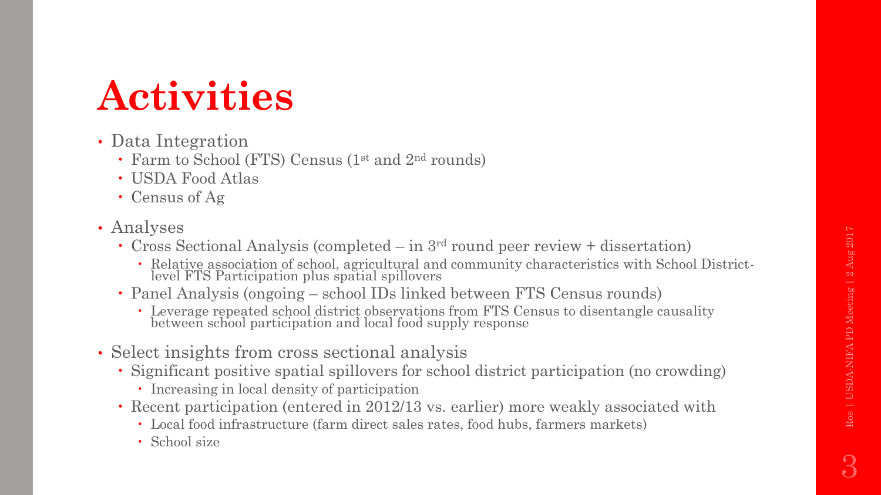# Activities

- Data Integration
  - Farm to School (FTS) Census (1st and 2nd rounds)
  - USDA Food Atlas
  - Census of Ag
- Analyses
  - Cross Sectional Analysis (completed – in 3rd round peer review + dissertation)
    - Relative association of school, agricultural and community characteristics with School District-level FTS Participation plus spatial spillovers
  - Panel Analysis (ongoing – school IDs linked between FTS Census rounds)
    - Leverage repeated school district observations from FTS Census to disentangle causality between school participation and local food supply response
- Select insights from cross sectional analysis
  - Significant positive spatial spillovers for school district participation (no crowding)
    - Increasing in local density of participation
  - Recent participation (entered in 2012/13 vs. earlier) more weakly associated with
    - Local food infrastructure (farm direct sales rates, food hubs, farmers markets)
    - School size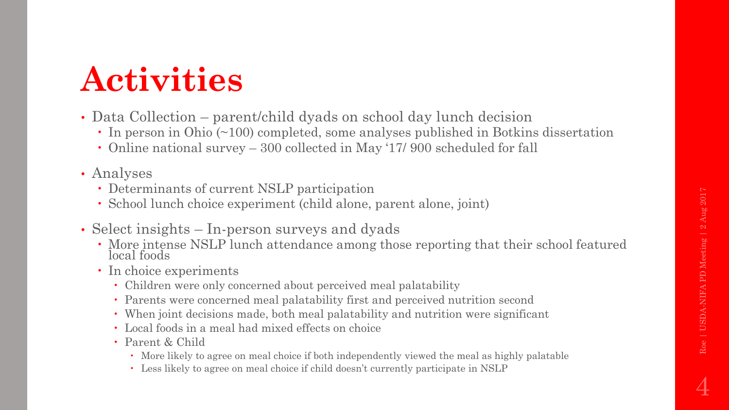# Activities

- Data Collection – parent/child dyads on school day lunch decision
  - In person in Ohio (~100) completed, some analyses published in Botkins dissertation
  - Online national survey – 300 collected in May '17/ 900 scheduled for fall
- Analyses
  - Determinants of current NSLP participation
  - School lunch choice experiment (child alone, parent alone, joint)
- Select insights – In-person surveys and dyads
  - More intense NSLP lunch attendance among those reporting that their school featured local foods
  - In choice experiments
    - Children were only concerned about perceived meal palatability
    - Parents were concerned meal palatability first and perceived nutrition second
    - When joint decisions made, both meal palatability and nutrition were significant
    - Local foods in a meal had mixed effects on choice
    - Parent & Child
      - More likely to agree on meal choice if both independently viewed the meal as highly palatable
      - Less likely to agree on meal choice if child doesn't currently participate in NSLP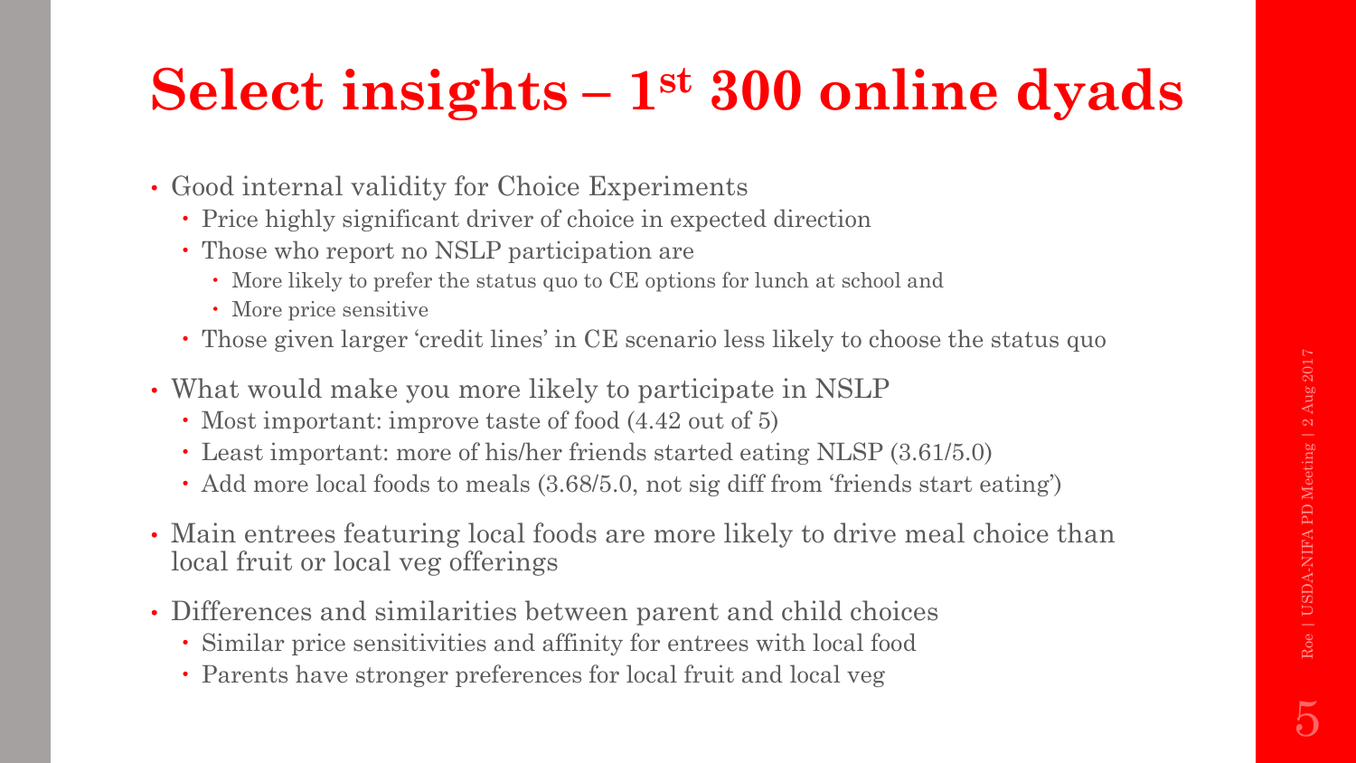# Select insights – 1st 300 online dyads

- Good internal validity for Choice Experiments
  - Price highly significant driver of choice in expected direction
  - Those who report no NSLP participation are
    - More likely to prefer the status quo to CE options for lunch at school and
    - More price sensitive
  - Those given larger 'credit lines' in CE scenario less likely to choose the status quo
- What would make you more likely to participate in NSLP
  - Most important: improve taste of food (4.42 out of 5)
  - Least important: more of his/her friends started eating NLSP (3.61/5.0)
  - Add more local foods to meals (3.68/5.0, not sig diff from 'friends start eating')
- Main entrees featuring local foods are more likely to drive meal choice than local fruit or local veg offerings
- Differences and similarities between parent and child choices
  - Similar price sensitivities and affinity for entrees with local food
  - Parents have stronger preferences for local fruit and local veg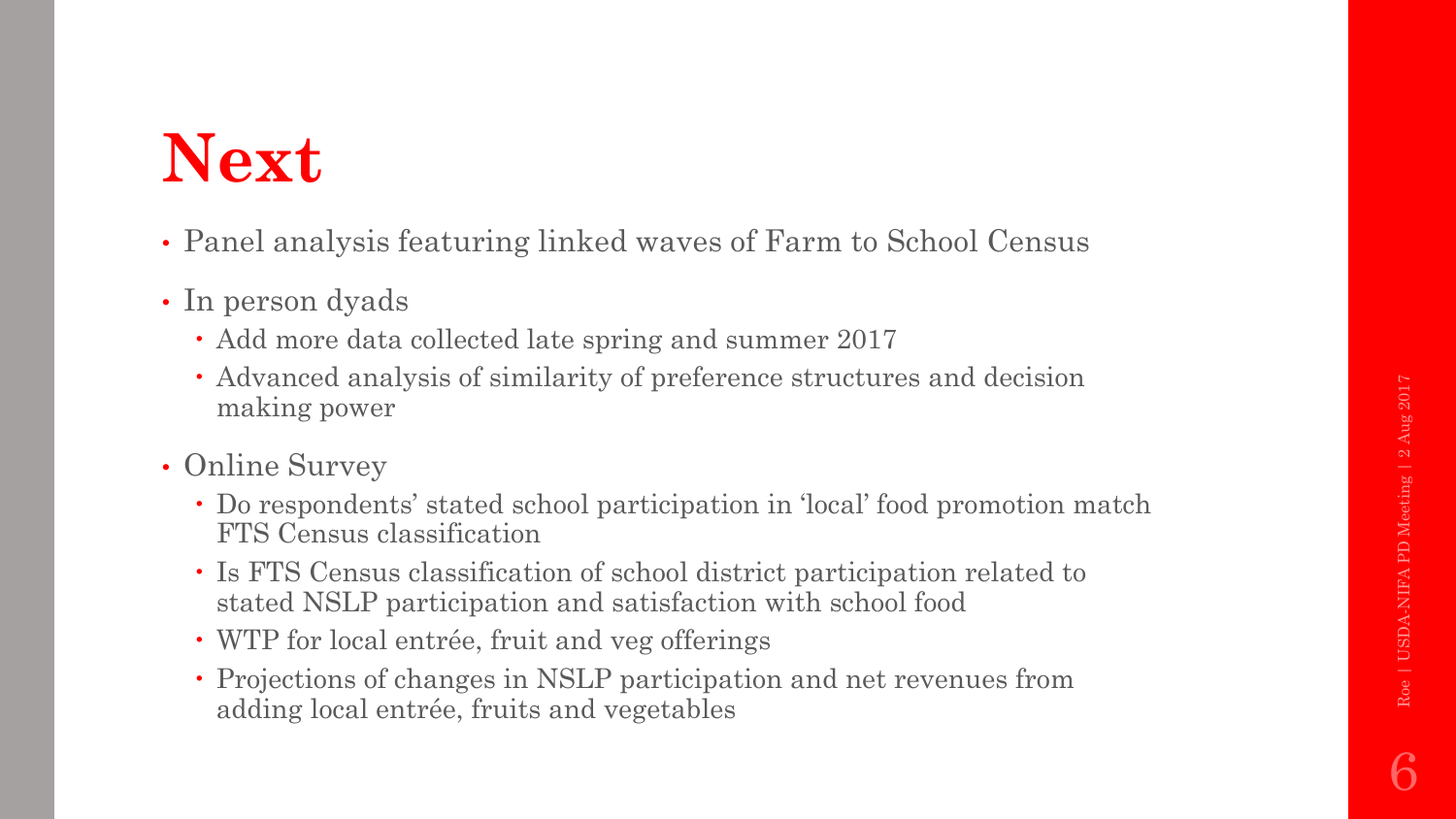# Next

- Panel analysis featuring linked waves of Farm to School Census
- In person dyads
  - Add more data collected late spring and summer 2017
  - Advanced analysis of similarity of preference structures and decision making power
- Online Survey
  - Do respondents' stated school participation in 'local' food promotion match FTS Census classification
  - Is FTS Census classification of school district participation related to stated NSLP participation and satisfaction with school food
  - WTP for local entrée, fruit and veg offerings
  - Projections of changes in NSLP participation and net revenues from adding local entrée, fruits and vegetables